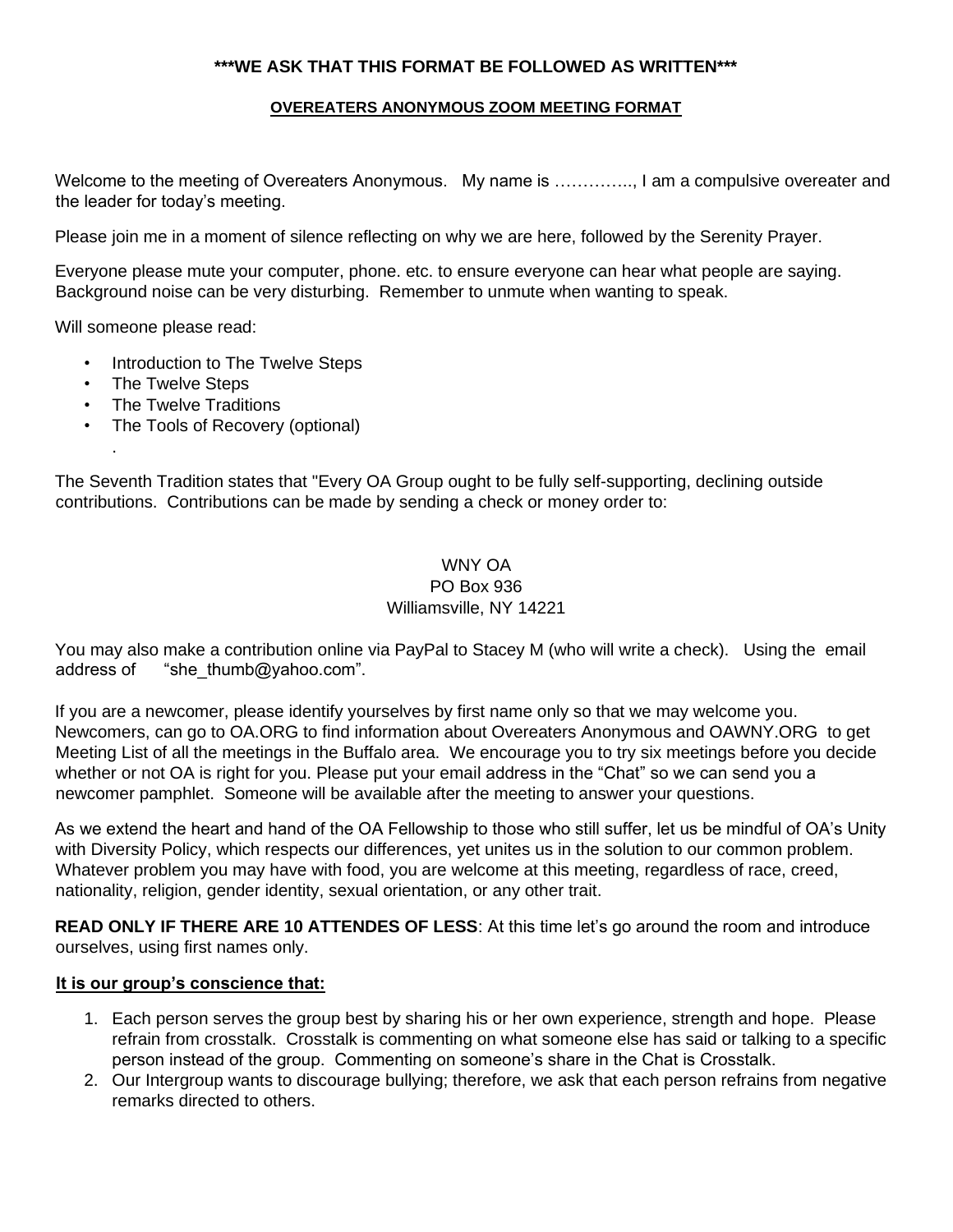**\*\*\*WE ASK THAT THIS FORMAT BE FOLLOWED AS WRITTEN\*\*\***

**OVEREATERS ANONYMOUS ZOOM MEETING FORMAT**

Welcome to the meeting of Overeaters Anonymous. My name is ………….., I am a compulsive overeater and the leader for today's meeting.

Please join me in a moment of silence reflecting on why we are here, followed by the Serenity Prayer.

Everyone please mute your computer, phone. etc. to ensure everyone can hear what people are saying. Background noise can be very disturbing. Remember to unmute when wanting to speak.

Will someone please read:

- Introduction to The Twelve Steps
- The Twelve Steps
- The Twelve Traditions
- The Tools of Recovery (optional)

The Seventh Tradition states that "Every OA Group ought to be fully self-supporting, declining outside contributions. Contributions can be made by sending a check or money order to:

WNY OA
PO Box 936
Williamsville, NY 14221

You may also make a contribution online via PayPal to Stacey M (who will write a check). Using the email address of "she_thumb@yahoo.com".

If you are a newcomer, please identify yourselves by first name only so that we may welcome you. Newcomers, can go to OA.ORG to find information about Overeaters Anonymous and OAWNY.ORG to get Meeting List of all the meetings in the Buffalo area. We encourage you to try six meetings before you decide whether or not OA is right for you. Please put your email address in the "Chat" so we can send you a newcomer pamphlet. Someone will be available after the meeting to answer your questions.

As we extend the heart and hand of the OA Fellowship to those who still suffer, let us be mindful of OA's Unity with Diversity Policy, which respects our differences, yet unites us in the solution to our common problem. Whatever problem you may have with food, you are welcome at this meeting, regardless of race, creed, nationality, religion, gender identity, sexual orientation, or any other trait.

**READ ONLY IF THERE ARE 10 ATTENDES OF LESS**: At this time let's go around the room and introduce ourselves, using first names only.

**It is our group's conscience that:**

1. Each person serves the group best by sharing his or her own experience, strength and hope. Please refrain from crosstalk. Crosstalk is commenting on what someone else has said or talking to a specific person instead of the group. Commenting on someone's share in the Chat is Crosstalk.
2. Our Intergroup wants to discourage bullying; therefore, we ask that each person refrains from negative remarks directed to others.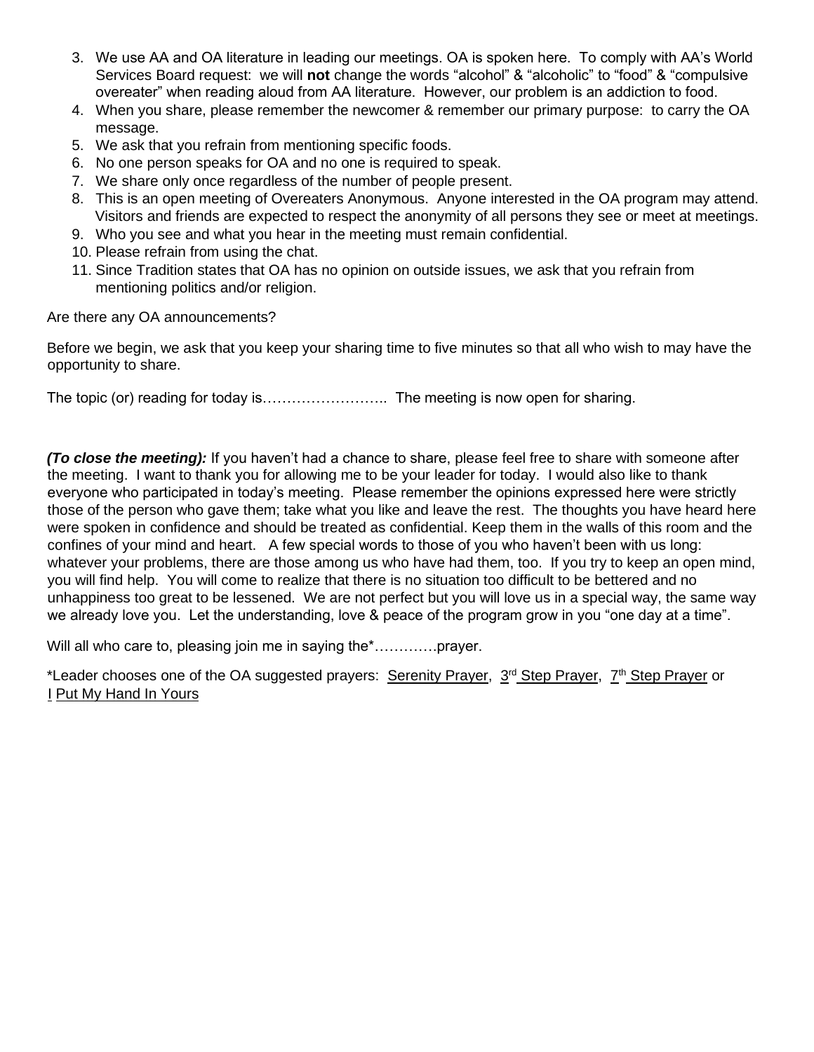3. We use AA and OA literature in leading our meetings. OA is spoken here. To comply with AA's World Services Board request: we will **not** change the words "alcohol" & "alcoholic" to "food" & "compulsive overeater" when reading aloud from AA literature. However, our problem is an addiction to food.
4. When you share, please remember the newcomer & remember our primary purpose: to carry the OA message.
5. We ask that you refrain from mentioning specific foods.
6. No one person speaks for OA and no one is required to speak.
7. We share only once regardless of the number of people present.
8. This is an open meeting of Overeaters Anonymous. Anyone interested in the OA program may attend. Visitors and friends are expected to respect the anonymity of all persons they see or meet at meetings.
9. Who you see and what you hear in the meeting must remain confidential.
10. Please refrain from using the chat.
11. Since Tradition states that OA has no opinion on outside issues, we ask that you refrain from mentioning politics and/or religion.

Are there any OA announcements?

Before we begin, we ask that you keep your sharing time to five minutes so that all who wish to may have the opportunity to share.

The topic (or) reading for today is…………………….. The meeting is now open for sharing.

***(To close the meeting):*** If you haven't had a chance to share, please feel free to share with someone after the meeting. I want to thank you for allowing me to be your leader for today. I would also like to thank everyone who participated in today's meeting. Please remember the opinions expressed here were strictly those of the person who gave them; take what you like and leave the rest. The thoughts you have heard here were spoken in confidence and should be treated as confidential. Keep them in the walls of this room and the confines of your mind and heart. A few special words to those of you who haven't been with us long: whatever your problems, there are those among us who have had them, too. If you try to keep an open mind, you will find help. You will come to realize that there is no situation too difficult to be bettered and no unhappiness too great to be lessened. We are not perfect but you will love us in a special way, the same way we already love you. Let the understanding, love & peace of the program grow in you "one day at a time".

Will all who care to, pleasing join me in saying the*………….prayer.

*Leader chooses one of the OA suggested prayers: Serenity Prayer, 3rd Step Prayer, 7th Step Prayer or I Put My Hand In Yours